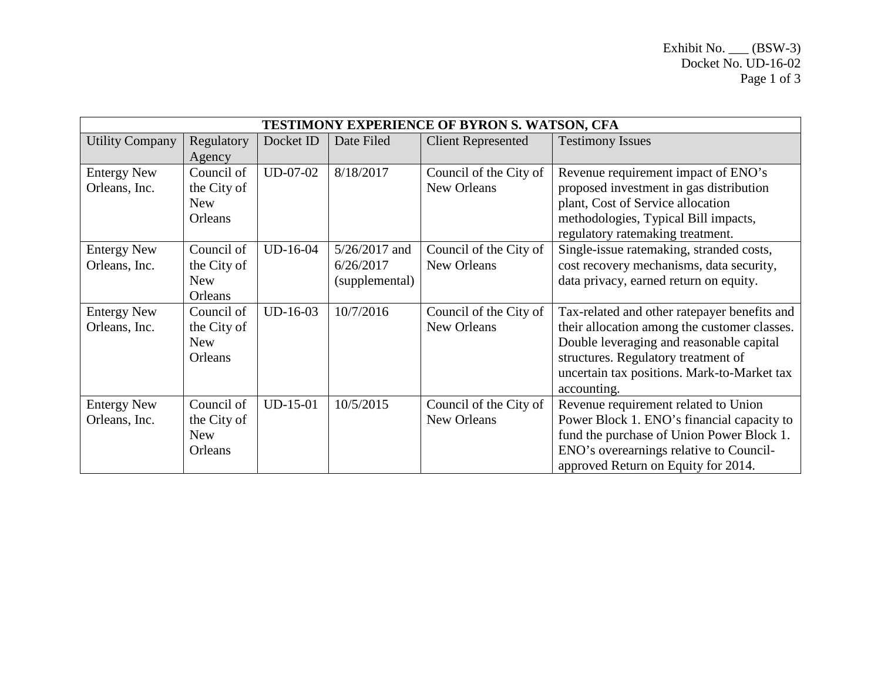Exhibit No. ___ (BSW-3)
Docket No. UD-16-02

| TESTIMONY EXPERIENCE OF BYRON S. WATSON, CFA | | | | | |
|---|---|---|---|---|---|
| Utility Company | Regulatory Agency | Docket ID | Date Filed | Client Represented | Testimony Issues |
| Entergy New Orleans, Inc. | Council of the City of New Orleans | UD-07-02 | 8/18/2017 | Council of the City of New Orleans | Revenue requirement impact of ENO's proposed investment in gas distribution plant, Cost of Service allocation methodologies, Typical Bill impacts, regulatory ratemaking treatment. |
| Entergy New Orleans, Inc. | Council of the City of New Orleans | UD-16-04 | 5/26/2017 and 6/26/2017 (supplemental) | Council of the City of New Orleans | Single-issue ratemaking, stranded costs, cost recovery mechanisms, data security, data privacy, earned return on equity. |
| Entergy New Orleans, Inc. | Council of the City of New Orleans | UD-16-03 | 10/7/2016 | Council of the City of New Orleans | Tax-related and other ratepayer benefits and their allocation among the customer classes. Double leveraging and reasonable capital structures. Regulatory treatment of uncertain tax positions. Mark-to-Market tax accounting. |
| Entergy New Orleans, Inc. | Council of the City of New Orleans | UD-15-01 | 10/5/2015 | Council of the City of New Orleans | Revenue requirement related to Union Power Block 1. ENO's financial capacity to fund the purchase of Union Power Block 1. ENO's overearnings relative to Council-approved Return on Equity for 2014. |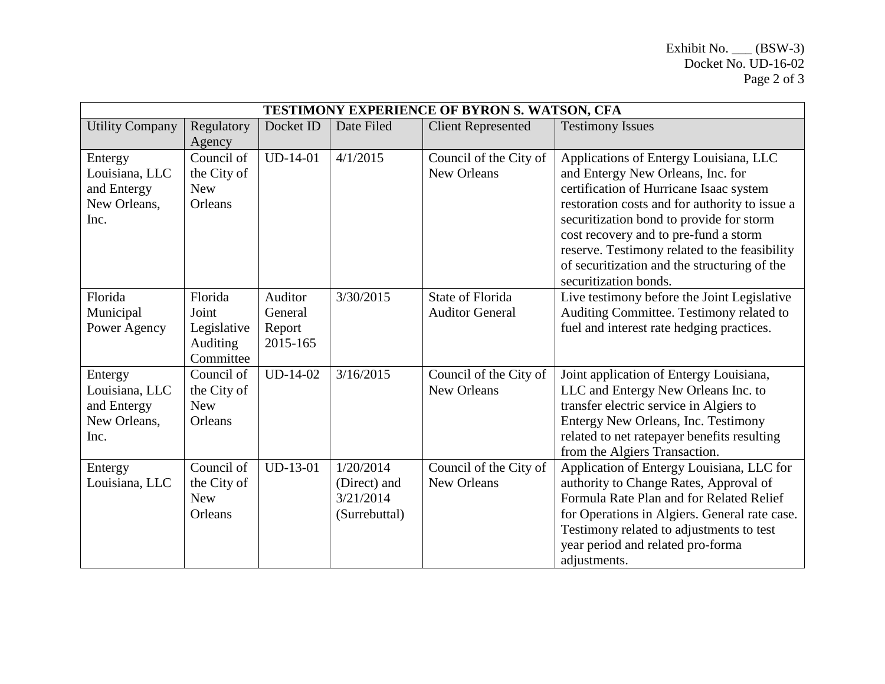Exhibit No. ___ (BSW-3)
Docket No. UD-16-02

| TESTIMONY EXPERIENCE OF BYRON S. WATSON, CFA | | | | | |
|---|---|---|---|---|---|
| Utility Company | Regulatory Agency | Docket ID | Date Filed | Client Represented | Testimony Issues |
| Entergy Louisiana, LLC and Entergy New Orleans, Inc. | Council of the City of New Orleans | UD-14-01 | 4/1/2015 | Council of the City of New Orleans | Applications of Entergy Louisiana, LLC and Entergy New Orleans, Inc. for certification of Hurricane Isaac system restoration costs and for authority to issue a securitization bond to provide for storm cost recovery and to pre-fund a storm reserve. Testimony related to the feasibility of securitization and the structuring of the securitization bonds. |
| Florida Municipal Power Agency | Florida Joint Legislative Auditing Committee | Auditor General Report 2015-165 | 3/30/2015 | State of Florida Auditor General | Live testimony before the Joint Legislative Auditing Committee. Testimony related to fuel and interest rate hedging practices. |
| Entergy Louisiana, LLC and Entergy New Orleans, Inc. | Council of the City of New Orleans | UD-14-02 | 3/16/2015 | Council of the City of New Orleans | Joint application of Entergy Louisiana, LLC and Entergy New Orleans Inc. to transfer electric service in Algiers to Entergy New Orleans, Inc. Testimony related to net ratepayer benefits resulting from the Algiers Transaction. |
| Entergy Louisiana, LLC | Council of the City of New Orleans | UD-13-01 | 1/20/2014 (Direct) and 3/21/2014 (Surrebuttal) | Council of the City of New Orleans | Application of Entergy Louisiana, LLC for authority to Change Rates, Approval of Formula Rate Plan and for Related Relief for Operations in Algiers. General rate case. Testimony related to adjustments to test year period and related pro-forma adjustments. |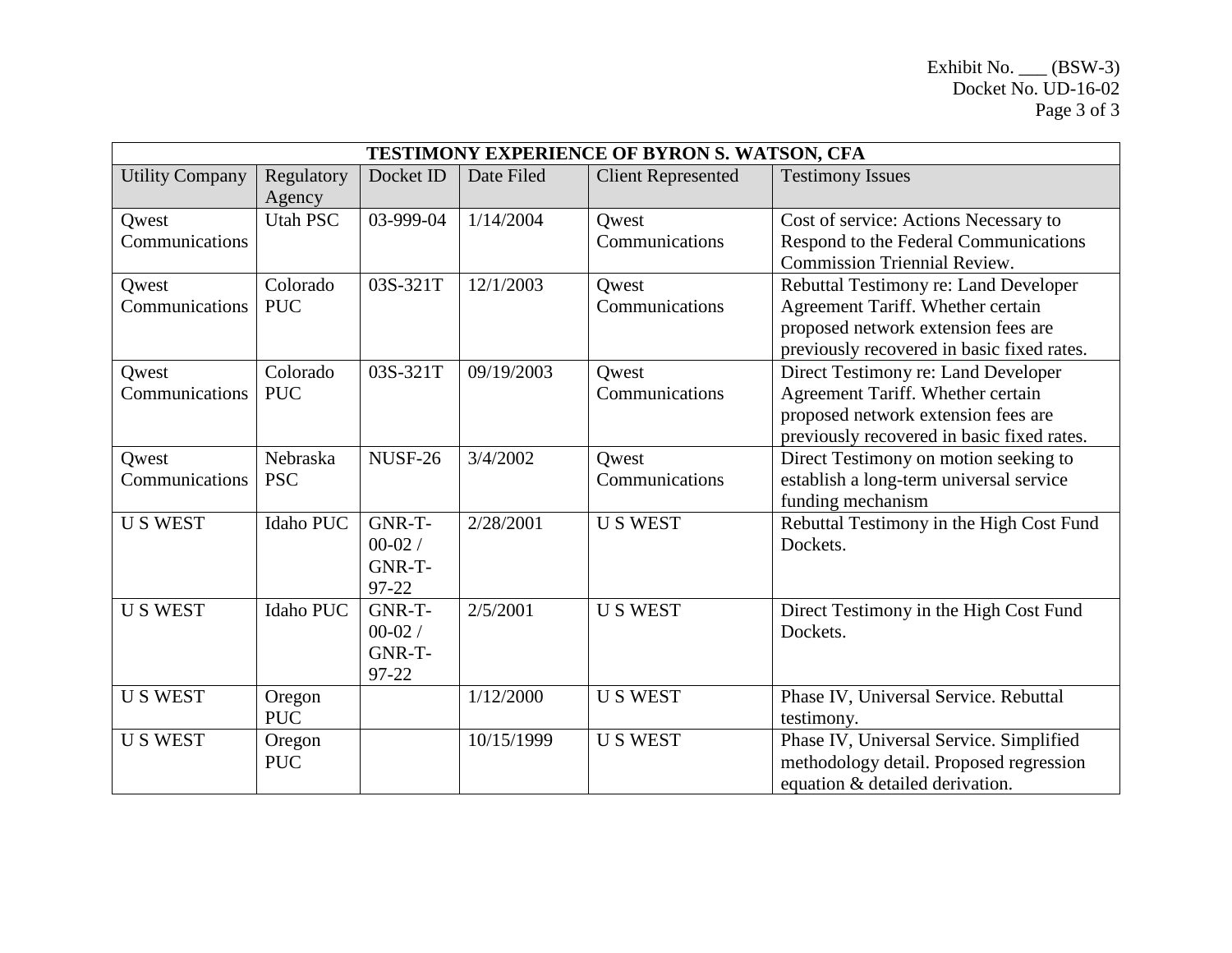Exhibit No. ___ (BSW-3)
Docket No. UD-16-02

| TESTIMONY EXPERIENCE OF BYRON S. WATSON, CFA | | | | | |
|---|---|---|---|---|---|
| Utility Company | Regulatory Agency | Docket ID | Date Filed | Client Represented | Testimony Issues |
| Qwest Communications | Utah PSC | 03-999-04 | 1/14/2004 | Qwest Communications | Cost of service: Actions Necessary to Respond to the Federal Communications Commission Triennial Review. |
| Qwest Communications | Colorado PUC | 03S-321T | 12/1/2003 | Qwest Communications | Rebuttal Testimony re: Land Developer Agreement Tariff. Whether certain proposed network extension fees are previously recovered in basic fixed rates. |
| Qwest Communications | Colorado PUC | 03S-321T | 09/19/2003 | Qwest Communications | Direct Testimony re: Land Developer Agreement Tariff. Whether certain proposed network extension fees are previously recovered in basic fixed rates. |
| Qwest Communications | Nebraska PSC | NUSF-26 | 3/4/2002 | Qwest Communications | Direct Testimony on motion seeking to establish a long-term universal service funding mechanism |
| U S WEST | Idaho PUC | GNR-T-00-02 / GNR-T-97-22 | 2/28/2001 | U S WEST | Rebuttal Testimony in the High Cost Fund Dockets. |
| U S WEST | Idaho PUC | GNR-T-00-02 / GNR-T-97-22 | 2/5/2001 | U S WEST | Direct Testimony in the High Cost Fund Dockets. |
| U S WEST | Oregon PUC | | 1/12/2000 | U S WEST | Phase IV, Universal Service. Rebuttal testimony. |
| U S WEST | Oregon PUC | | 10/15/1999 | U S WEST | Phase IV, Universal Service. Simplified methodology detail. Proposed regression equation & detailed derivation. |